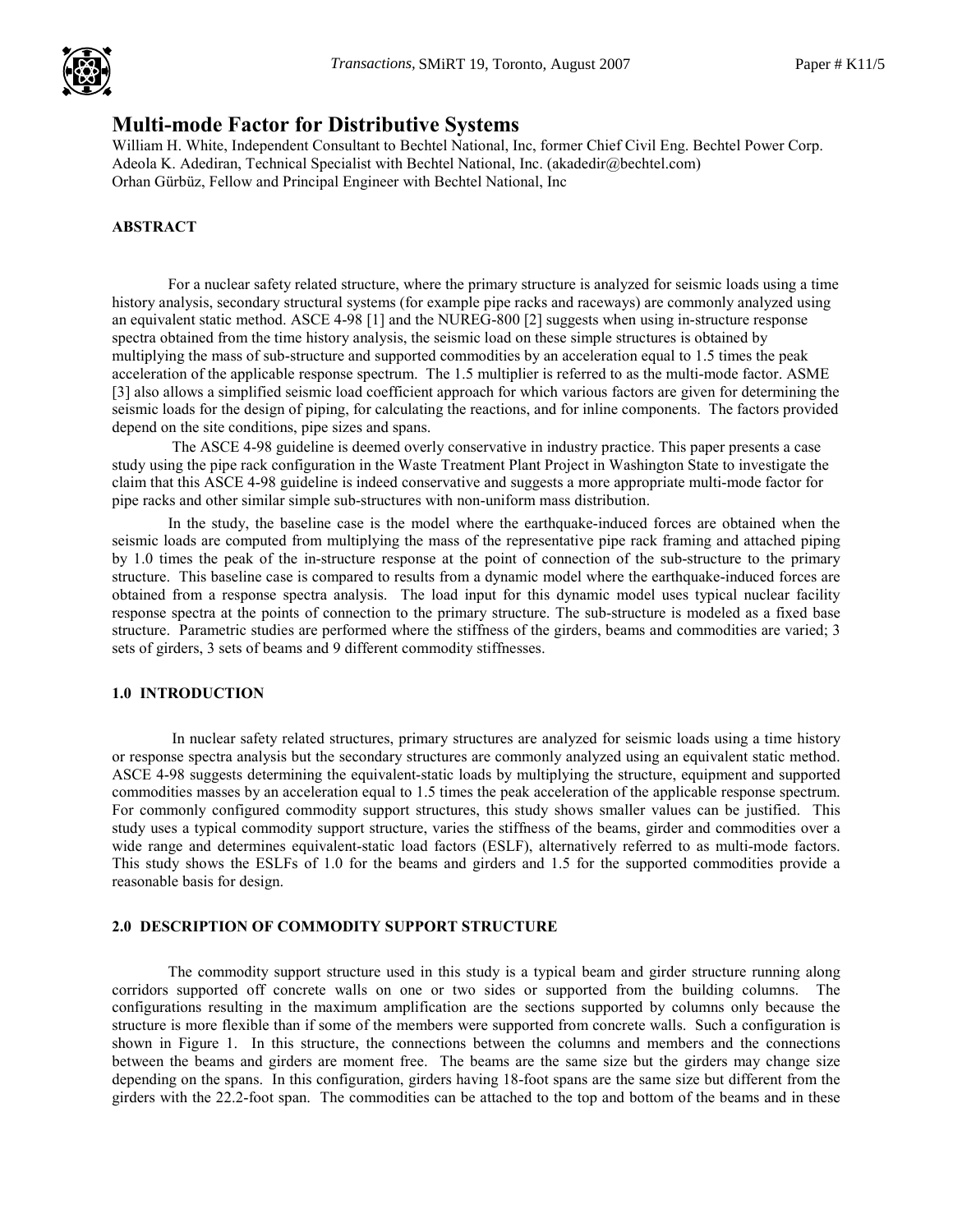# Multi-mode Factor for Distributive Systems

William H. White, Independent Consultant to Bechtel National, Inc, former Chief Civil Eng. Bechtel Power Corp.
Adeola K. Adediran, Technical Specialist with Bechtel National, Inc. (akadedir@bechtel.com)
Orhan Gürbüz, Fellow and Principal Engineer with Bechtel National, Inc

## ABSTRACT

For a nuclear safety related structure, where the primary structure is analyzed for seismic loads using a time history analysis, secondary structural systems (for example pipe racks and raceways) are commonly analyzed using an equivalent static method. ASCE 4-98 [1] and the NUREG-800 [2] suggests when using in-structure response spectra obtained from the time history analysis, the seismic load on these simple structures is obtained by multiplying the mass of sub-structure and supported commodities by an acceleration equal to 1.5 times the peak acceleration of the applicable response spectrum. The 1.5 multiplier is referred to as the multi-mode factor. ASME [3] also allows a simplified seismic load coefficient approach for which various factors are given for determining the seismic loads for the design of piping, for calculating the reactions, and for inline components. The factors provided depend on the site conditions, pipe sizes and spans.

The ASCE 4-98 guideline is deemed overly conservative in industry practice. This paper presents a case study using the pipe rack configuration in the Waste Treatment Plant Project in Washington State to investigate the claim that this ASCE 4-98 guideline is indeed conservative and suggests a more appropriate multi-mode factor for pipe racks and other similar simple sub-structures with non-uniform mass distribution.

In the study, the baseline case is the model where the earthquake-induced forces are obtained when the seismic loads are computed from multiplying the mass of the representative pipe rack framing and attached piping by 1.0 times the peak of the in-structure response at the point of connection of the sub-structure to the primary structure. This baseline case is compared to results from a dynamic model where the earthquake-induced forces are obtained from a response spectra analysis. The load input for this dynamic model uses typical nuclear facility response spectra at the points of connection to the primary structure. The sub-structure is modeled as a fixed base structure. Parametric studies are performed where the stiffness of the girders, beams and commodities are varied; 3 sets of girders, 3 sets of beams and 9 different commodity stiffnesses.

## 1.0 INTRODUCTION

In nuclear safety related structures, primary structures are analyzed for seismic loads using a time history or response spectra analysis but the secondary structures are commonly analyzed using an equivalent static method. ASCE 4-98 suggests determining the equivalent-static loads by multiplying the structure, equipment and supported commodities masses by an acceleration equal to 1.5 times the peak acceleration of the applicable response spectrum. For commonly configured commodity support structures, this study shows smaller values can be justified. This study uses a typical commodity support structure, varies the stiffness of the beams, girder and commodities over a wide range and determines equivalent-static load factors (ESLF), alternatively referred to as multi-mode factors. This study shows the ESLFs of 1.0 for the beams and girders and 1.5 for the supported commodities provide a reasonable basis for design.

## 2.0 DESCRIPTION OF COMMODITY SUPPORT STRUCTURE

The commodity support structure used in this study is a typical beam and girder structure running along corridors supported off concrete walls on one or two sides or supported from the building columns. The configurations resulting in the maximum amplification are the sections supported by columns only because the structure is more flexible than if some of the members were supported from concrete walls. Such a configuration is shown in Figure 1. In this structure, the connections between the columns and members and the connections between the beams and girders are moment free. The beams are the same size but the girders may change size depending on the spans. In this configuration, girders having 18-foot spans are the same size but different from the girders with the 22.2-foot span. The commodities can be attached to the top and bottom of the beams and in these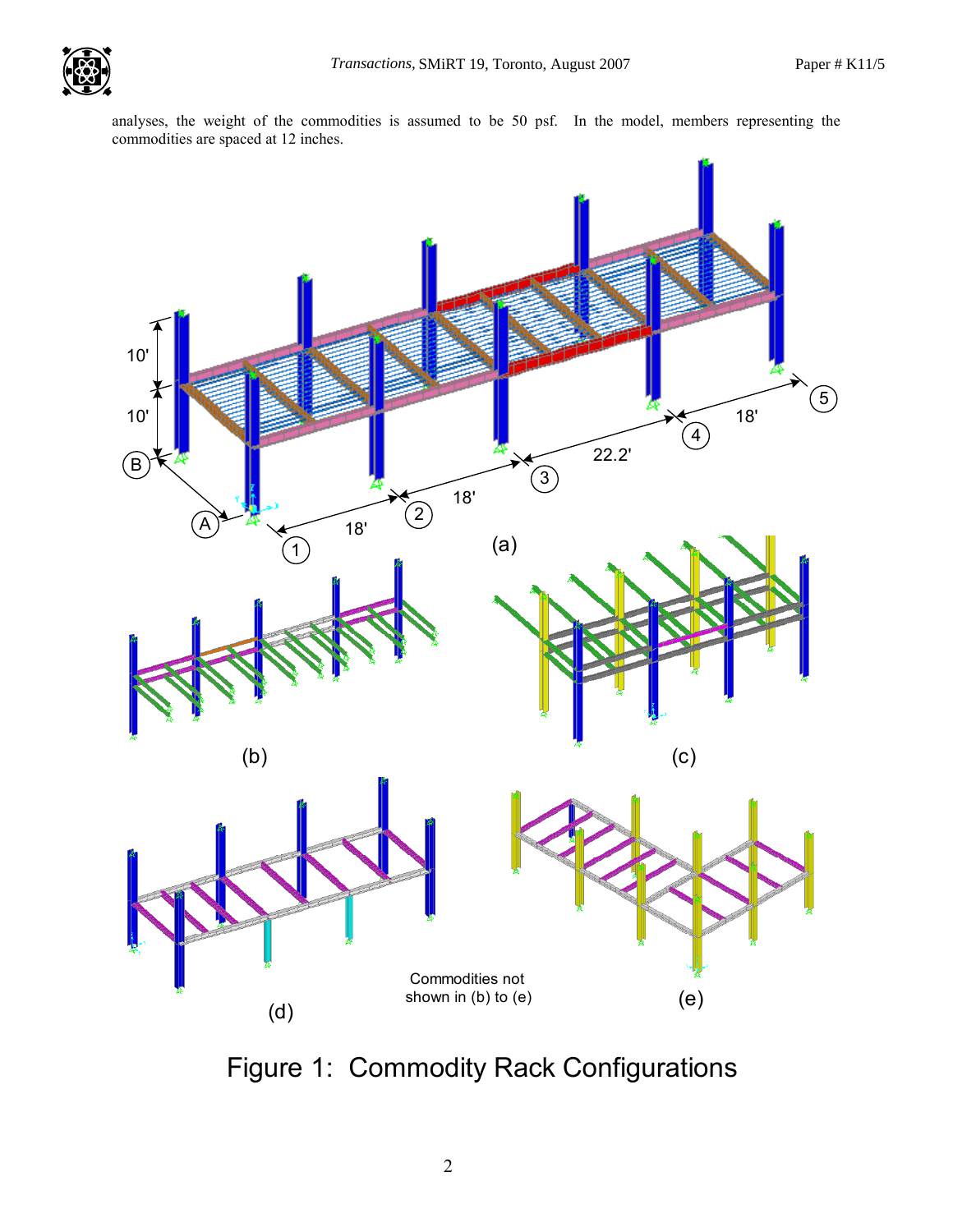analyses, the weight of the commodities is assumed to be 50 psf. In the model, members representing the commodities are spaced at 12 inches.

Figure 1: Commodity Rack Configurations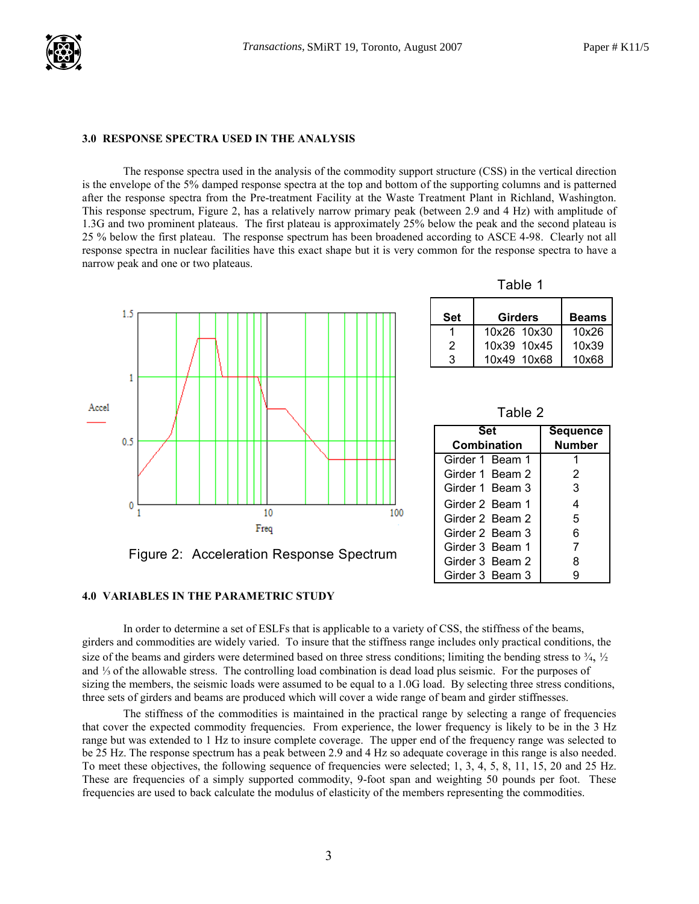## 3.0 RESPONSE SPECTRA USED IN THE ANALYSIS

The response spectra used in the analysis of the commodity support structure (CSS) in the vertical direction is the envelope of the 5% damped response spectra at the top and bottom of the supporting columns and is patterned after the response spectra from the Pre-treatment Facility at the Waste Treatment Plant in Richland, Washington. This response spectrum, Figure 2, has a relatively narrow primary peak (between 2.9 and 4 Hz) with amplitude of 1.3G and two prominent plateaus. The first plateau is approximately 25% below the peak and the second plateau is 25 % below the first plateau. The response spectrum has been broadened according to ASCE 4-98. Clearly not all response spectra in nuclear facilities have this exact shape but it is very common for the response spectra to have a narrow peak and one or two plateaus.

Figure 2: Acceleration Response Spectrum

Table 1

| Set | Girders | Beams |
|---|---|---|
| 1 | 10x26 10x30 | 10x26 |
| 2 | 10x39 10x45 | 10x39 |
| 3 | 10x49 10x68 | 10x68 |

Table 2

| Set Combination | Sequence Number |
|---|---|
| Girder 1 Beam 1 | 1 |
| Girder 1 Beam 2 | 2 |
| Girder 1 Beam 3 | 3 |
| Girder 2 Beam 1 | 4 |
| Girder 2 Beam 2 | 5 |
| Girder 2 Beam 3 | 6 |
| Girder 3 Beam 1 | 7 |
| Girder 3 Beam 2 | 8 |
| Girder 3 Beam 3 | 9 |

## 4.0 VARIABLES IN THE PARAMETRIC STUDY

In order to determine a set of ESLFs that is applicable to a variety of CSS, the stiffness of the beams, girders and commodities are widely varied. To insure that the stiffness range includes only practical conditions, the size of the beams and girders were determined based on three stress conditions; limiting the bending stress to ¾, ½ and ⅓ of the allowable stress. The controlling load combination is dead load plus seismic. For the purposes of sizing the members, the seismic loads were assumed to be equal to a 1.0G load. By selecting three stress conditions, three sets of girders and beams are produced which will cover a wide range of beam and girder stiffnesses.

The stiffness of the commodities is maintained in the practical range by selecting a range of frequencies that cover the expected commodity frequencies. From experience, the lower frequency is likely to be in the 3 Hz range but was extended to 1 Hz to insure complete coverage. The upper end of the frequency range was selected to be 25 Hz. The response spectrum has a peak between 2.9 and 4 Hz so adequate coverage in this range is also needed. To meet these objectives, the following sequence of frequencies were selected; 1, 3, 4, 5, 8, 11, 15, 20 and 25 Hz. These are frequencies of a simply supported commodity, 9-foot span and weighting 50 pounds per foot. These frequencies are used to back calculate the modulus of elasticity of the members representing the commodities.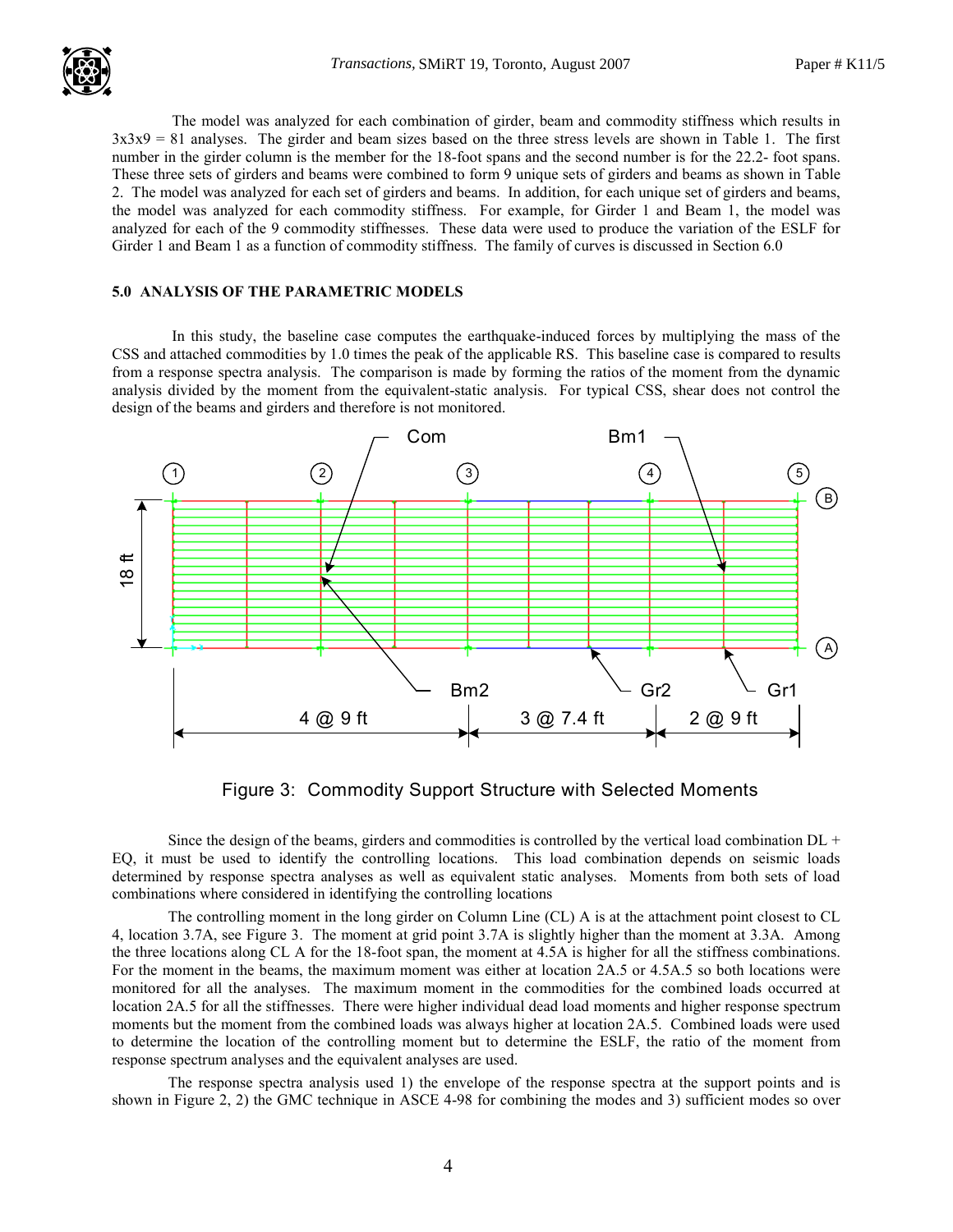The model was analyzed for each combination of girder, beam and commodity stiffness which results in 3x3x9 = 81 analyses. The girder and beam sizes based on the three stress levels are shown in Table 1. The first number in the girder column is the member for the 18-foot spans and the second number is for the 22.2- foot spans. These three sets of girders and beams were combined to form 9 unique sets of girders and beams as shown in Table 2. The model was analyzed for each set of girders and beams. In addition, for each unique set of girders and beams, the model was analyzed for each commodity stiffness. For example, for Girder 1 and Beam 1, the model was analyzed for each of the 9 commodity stiffnesses. These data were used to produce the variation of the ESLF for Girder 1 and Beam 1 as a function of commodity stiffness. The family of curves is discussed in Section 6.0

## 5.0 ANALYSIS OF THE PARAMETRIC MODELS

In this study, the baseline case computes the earthquake-induced forces by multiplying the mass of the CSS and attached commodities by 1.0 times the peak of the applicable RS. This baseline case is compared to results from a response spectra analysis. The comparison is made by forming the ratios of the moment from the dynamic analysis divided by the moment from the equivalent-static analysis. For typical CSS, shear does not control the design of the beams and girders and therefore is not monitored.

Figure 3: Commodity Support Structure with Selected Moments

Since the design of the beams, girders and commodities is controlled by the vertical load combination DL + EQ, it must be used to identify the controlling locations. This load combination depends on seismic loads determined by response spectra analyses as well as equivalent static analyses. Moments from both sets of load combinations where considered in identifying the controlling locations

The controlling moment in the long girder on Column Line (CL) A is at the attachment point closest to CL 4, location 3.7A, see Figure 3. The moment at grid point 3.7A is slightly higher than the moment at 3.3A. Among the three locations along CL A for the 18-foot span, the moment at 4.5A is higher for all the stiffness combinations. For the moment in the beams, the maximum moment was either at location 2A.5 or 4.5A.5 so both locations were monitored for all the analyses. The maximum moment in the commodities for the combined loads occurred at location 2A.5 for all the stiffnesses. There were higher individual dead load moments and higher response spectrum moments but the moment from the combined loads was always higher at location 2A.5. Combined loads were used to determine the location of the controlling moment but to determine the ESLF, the ratio of the moment from response spectrum analyses and the equivalent analyses are used.

The response spectra analysis used 1) the envelope of the response spectra at the support points and is shown in Figure 2, 2) the GMC technique in ASCE 4-98 for combining the modes and 3) sufficient modes so over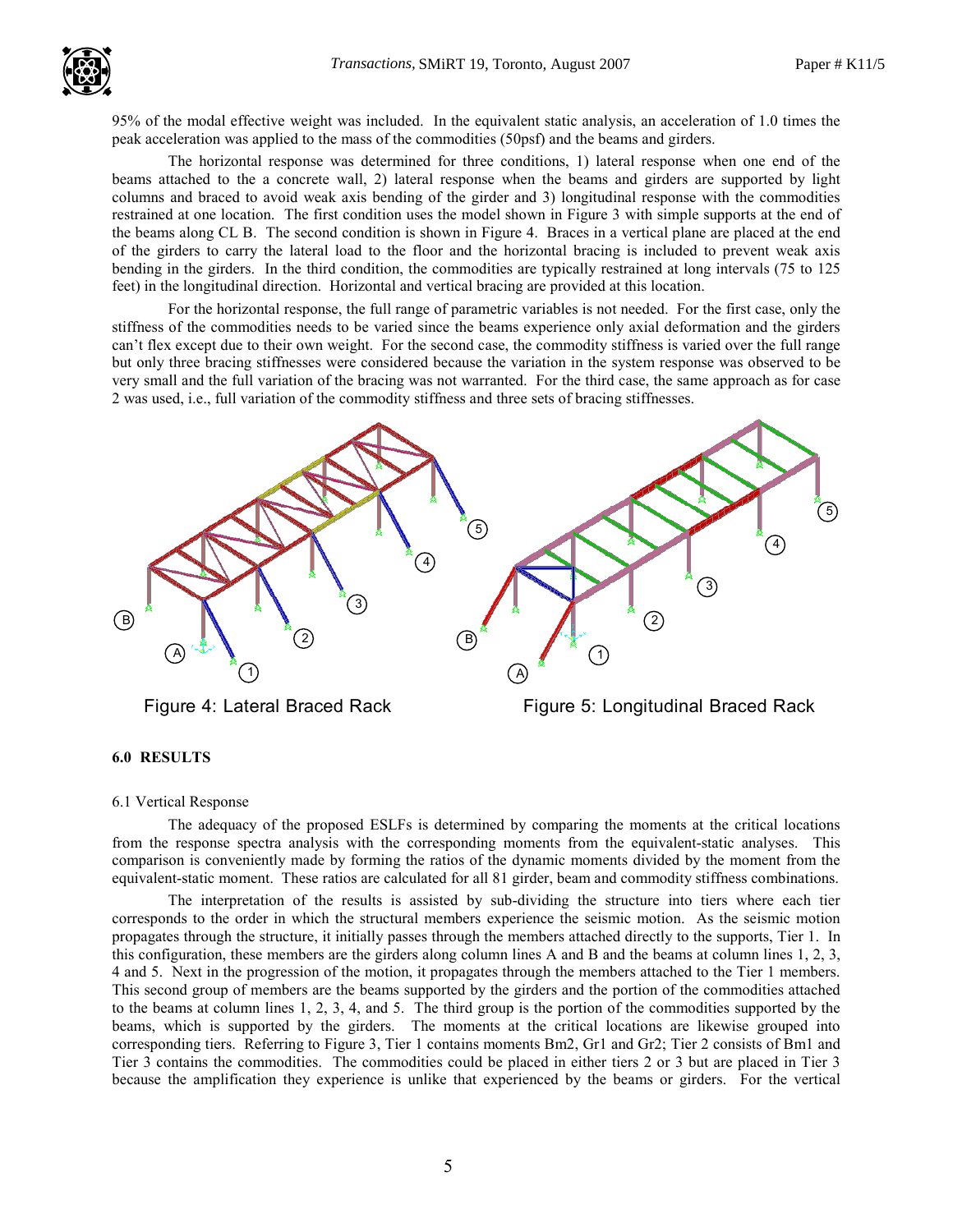95% of the modal effective weight was included. In the equivalent static analysis, an acceleration of 1.0 times the peak acceleration was applied to the mass of the commodities (50psf) and the beams and girders.

The horizontal response was determined for three conditions, 1) lateral response when one end of the beams attached to the a concrete wall, 2) lateral response when the beams and girders are supported by light columns and braced to avoid weak axis bending of the girder and 3) longitudinal response with the commodities restrained at one location. The first condition uses the model shown in Figure 3 with simple supports at the end of the beams along CL B. The second condition is shown in Figure 4. Braces in a vertical plane are placed at the end of the girders to carry the lateral load to the floor and the horizontal bracing is included to prevent weak axis bending in the girders. In the third condition, the commodities are typically restrained at long intervals (75 to 125 feet) in the longitudinal direction. Horizontal and vertical bracing are provided at this location.

For the horizontal response, the full range of parametric variables is not needed. For the first case, only the stiffness of the commodities needs to be varied since the beams experience only axial deformation and the girders can't flex except due to their own weight. For the second case, the commodity stiffness is varied over the full range but only three bracing stiffnesses were considered because the variation in the system response was observed to be very small and the full variation of the bracing was not warranted. For the third case, the same approach as for case 2 was used, i.e., full variation of the commodity stiffness and three sets of bracing stiffnesses.

Figure 4: Lateral Braced Rack

Figure 5: Longitudinal Braced Rack

## 6.0 RESULTS

### 6.1 Vertical Response

The adequacy of the proposed ESLFs is determined by comparing the moments at the critical locations from the response spectra analysis with the corresponding moments from the equivalent-static analyses. This comparison is conveniently made by forming the ratios of the dynamic moments divided by the moment from the equivalent-static moment. These ratios are calculated for all 81 girder, beam and commodity stiffness combinations.

The interpretation of the results is assisted by sub-dividing the structure into tiers where each tier corresponds to the order in which the structural members experience the seismic motion. As the seismic motion propagates through the structure, it initially passes through the members attached directly to the supports, Tier 1. In this configuration, these members are the girders along column lines A and B and the beams at column lines 1, 2, 3, 4 and 5. Next in the progression of the motion, it propagates through the members attached to the Tier 1 members. This second group of members are the beams supported by the girders and the portion of the commodities attached to the beams at column lines 1, 2, 3, 4, and 5. The third group is the portion of the commodities supported by the beams, which is supported by the girders. The moments at the critical locations are likewise grouped into corresponding tiers. Referring to Figure 3, Tier 1 contains moments Bm2, Gr1 and Gr2; Tier 2 consists of Bm1 and Tier 3 contains the commodities. The commodities could be placed in either tiers 2 or 3 but are placed in Tier 3 because the amplification they experience is unlike that experienced by the beams or girders. For the vertical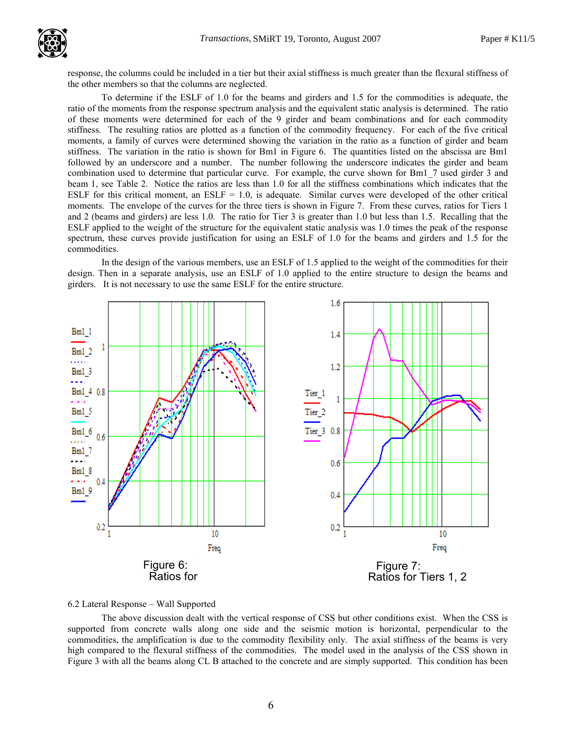response, the columns could be included in a tier but their axial stiffness is much greater than the flexural stiffness of the other members so that the columns are neglected.

To determine if the ESLF of 1.0 for the beams and girders and 1.5 for the commodities is adequate, the ratio of the moments from the response spectrum analysis and the equivalent static analysis is determined. The ratio of these moments were determined for each of the 9 girder and beam combinations and for each commodity stiffness. The resulting ratios are plotted as a function of the commodity frequency. For each of the five critical moments, a family of curves were determined showing the variation in the ratio as a function of girder and beam stiffness. The variation in the ratio is shown for Bm1 in Figure 6. The quantities listed on the abscissa are Bm1 followed by an underscore and a number. The number following the underscore indicates the girder and beam combination used to determine that particular curve. For example, the curve shown for Bm1_7 used girder 3 and beam 1, see Table 2. Notice the ratios are less than 1.0 for all the stiffness combinations which indicates that the ESLF for this critical moment, an ESLF = 1.0, is adequate. Similar curves were developed of the other critical moments. The envelope of the curves for the three tiers is shown in Figure 7. From these curves, ratios for Tiers 1 and 2 (beams and girders) are less 1.0. The ratio for Tier 3 is greater than 1.0 but less than 1.5. Recalling that the ESLF applied to the weight of the structure for the equivalent static analysis was 1.0 times the peak of the response spectrum, these curves provide justification for using an ESLF of 1.0 for the beams and girders and 1.5 for the commodities.

In the design of the various members, use an ESLF of 1.5 applied to the weight of the commodities for their design. Then in a separate analysis, use an ESLF of 1.0 applied to the entire structure to design the beams and girders. It is not necessary to use the same ESLF for the entire structure.

Figure 6: Ratios for

Figure 7: Ratios for Tiers 1, 2

6.2 Lateral Response – Wall Supported

The above discussion dealt with the vertical response of CSS but other conditions exist. When the CSS is supported from concrete walls along one side and the seismic motion is horizontal, perpendicular to the commodities, the amplification is due to the commodity flexibility only. The axial stiffness of the beams is very high compared to the flexural stiffness of the commodities. The model used in the analysis of the CSS shown in Figure 3 with all the beams along CL B attached to the concrete and are simply supported. This condition has been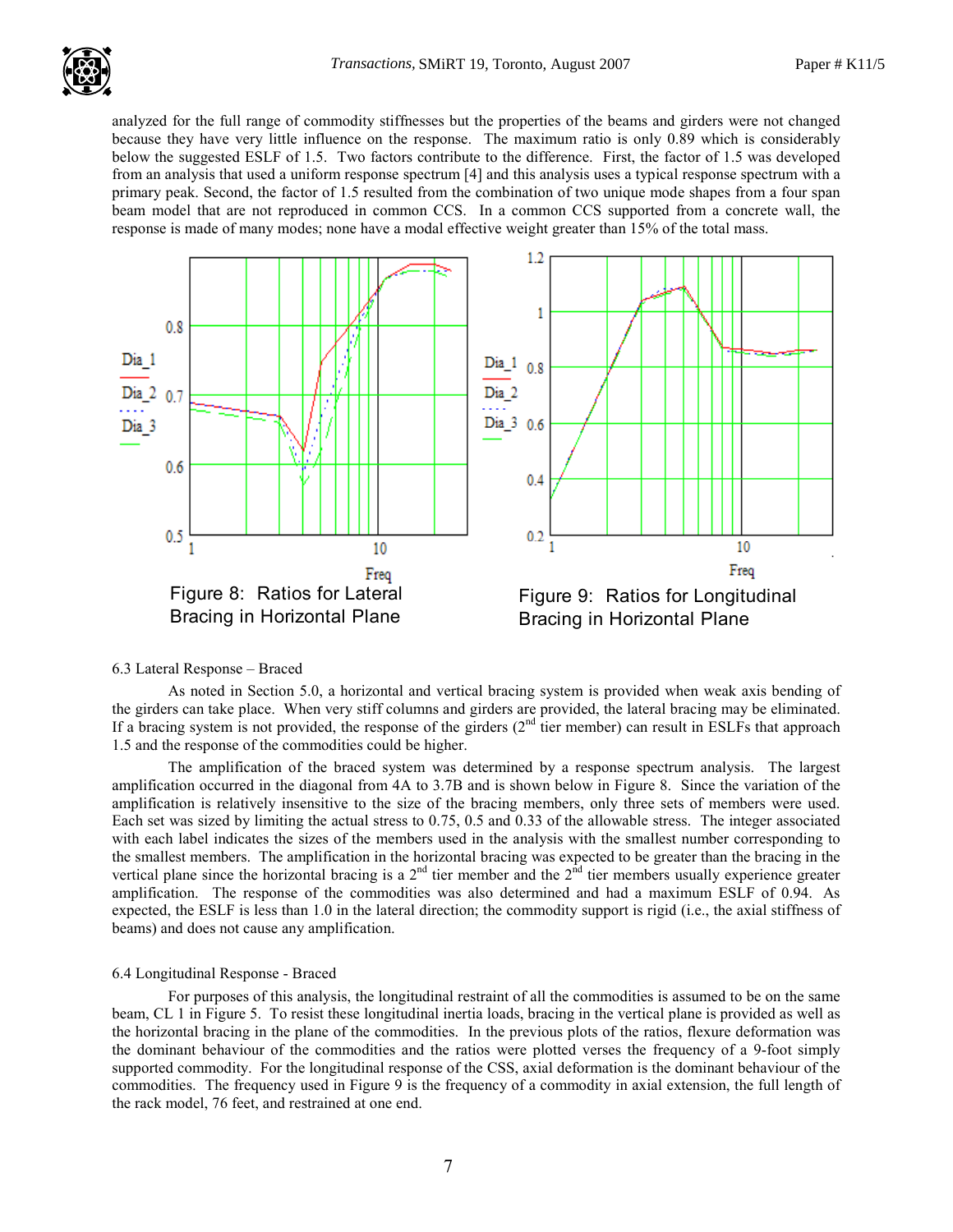analyzed for the full range of commodity stiffnesses but the properties of the beams and girders were not changed because they have very little influence on the response. The maximum ratio is only 0.89 which is considerably below the suggested ESLF of 1.5. Two factors contribute to the difference. First, the factor of 1.5 was developed from an analysis that used a uniform response spectrum [4] and this analysis uses a typical response spectrum with a primary peak. Second, the factor of 1.5 resulted from the combination of two unique mode shapes from a four span beam model that are not reproduced in common CCS. In a common CCS supported from a concrete wall, the response is made of many modes; none have a modal effective weight greater than 15% of the total mass.

Figure 8: Ratios for Lateral Bracing in Horizontal Plane

Figure 9: Ratios for Longitudinal Bracing in Horizontal Plane

### 6.3 Lateral Response – Braced

As noted in Section 5.0, a horizontal and vertical bracing system is provided when weak axis bending of the girders can take place. When very stiff columns and girders are provided, the lateral bracing may be eliminated. If a bracing system is not provided, the response of the girders (2nd tier member) can result in ESLFs that approach 1.5 and the response of the commodities could be higher.

The amplification of the braced system was determined by a response spectrum analysis. The largest amplification occurred in the diagonal from 4A to 3.7B and is shown below in Figure 8. Since the variation of the amplification is relatively insensitive to the size of the bracing members, only three sets of members were used. Each set was sized by limiting the actual stress to 0.75, 0.5 and 0.33 of the allowable stress. The integer associated with each label indicates the sizes of the members used in the analysis with the smallest number corresponding to the smallest members. The amplification in the horizontal bracing was expected to be greater than the bracing in the vertical plane since the horizontal bracing is a 2nd tier member and the 2nd tier members usually experience greater amplification. The response of the commodities was also determined and had a maximum ESLF of 0.94. As expected, the ESLF is less than 1.0 in the lateral direction; the commodity support is rigid (i.e., the axial stiffness of beams) and does not cause any amplification.

### 6.4 Longitudinal Response - Braced

For purposes of this analysis, the longitudinal restraint of all the commodities is assumed to be on the same beam, CL 1 in Figure 5. To resist these longitudinal inertia loads, bracing in the vertical plane is provided as well as the horizontal bracing in the plane of the commodities. In the previous plots of the ratios, flexure deformation was the dominant behaviour of the commodities and the ratios were plotted verses the frequency of a 9-foot simply supported commodity. For the longitudinal response of the CSS, axial deformation is the dominant behaviour of the commodities. The frequency used in Figure 9 is the frequency of a commodity in axial extension, the full length of the rack model, 76 feet, and restrained at one end.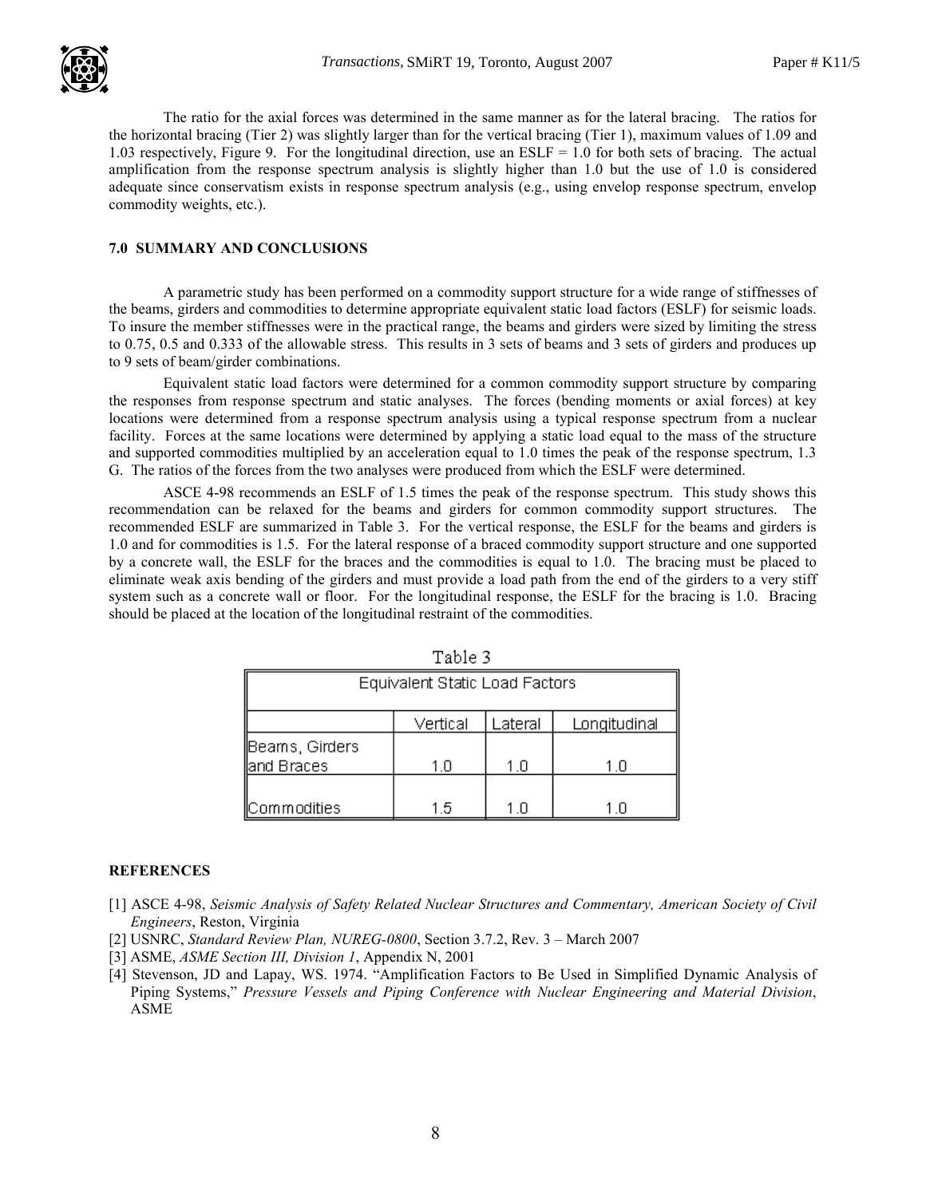The ratio for the axial forces was determined in the same manner as for the lateral bracing. The ratios for the horizontal bracing (Tier 2) was slightly larger than for the vertical bracing (Tier 1), maximum values of 1.09 and 1.03 respectively, Figure 9. For the longitudinal direction, use an ESLF = 1.0 for both sets of bracing. The actual amplification from the response spectrum analysis is slightly higher than 1.0 but the use of 1.0 is considered adequate since conservatism exists in response spectrum analysis (e.g., using envelop response spectrum, envelop commodity weights, etc.).

## 7.0 SUMMARY AND CONCLUSIONS

A parametric study has been performed on a commodity support structure for a wide range of stiffnesses of the beams, girders and commodities to determine appropriate equivalent static load factors (ESLF) for seismic loads. To insure the member stiffnesses were in the practical range, the beams and girders were sized by limiting the stress to 0.75, 0.5 and 0.333 of the allowable stress. This results in 3 sets of beams and 3 sets of girders and produces up to 9 sets of beam/girder combinations.

Equivalent static load factors were determined for a common commodity support structure by comparing the responses from response spectrum and static analyses. The forces (bending moments or axial forces) at key locations were determined from a response spectrum analysis using a typical response spectrum from a nuclear facility. Forces at the same locations were determined by applying a static load equal to the mass of the structure and supported commodities multiplied by an acceleration equal to 1.0 times the peak of the response spectrum, 1.3 G. The ratios of the forces from the two analyses were produced from which the ESLF were determined.

ASCE 4-98 recommends an ESLF of 1.5 times the peak of the response spectrum. This study shows this recommendation can be relaxed for the beams and girders for common commodity support structures. The recommended ESLF are summarized in Table 3. For the vertical response, the ESLF for the beams and girders is 1.0 and for commodities is 1.5. For the lateral response of a braced commodity support structure and one supported by a concrete wall, the ESLF for the braces and the commodities is equal to 1.0. The bracing must be placed to eliminate weak axis bending of the girders and must provide a load path from the end of the girders to a very stiff system such as a concrete wall or floor. For the longitudinal response, the ESLF for the bracing is 1.0. Bracing should be placed at the location of the longitudinal restraint of the commodities.

Table 3

| Equivalent Static Load Factors | | | |
|---|---|---|---|
| | Vertical | Lateral | Longitudinal |
| Beams, Girders and Braces | 1.0 | 1.0 | 1.0 |
| Commodities | 1.5 | 1.0 | 1.0 |

## REFERENCES

[1] ASCE 4-98, *Seismic Analysis of Safety Related Nuclear Structures and Commentary, American Society of Civil Engineers*, Reston, Virginia

[2] USNRC, *Standard Review Plan, NUREG-0800*, Section 3.7.2, Rev. 3 – March 2007

[3] ASME, *ASME Section III, Division 1*, Appendix N, 2001

[4] Stevenson, JD and Lapay, WS. 1974. "Amplification Factors to Be Used in Simplified Dynamic Analysis of Piping Systems," *Pressure Vessels and Piping Conference with Nuclear Engineering and Material Division*, ASME